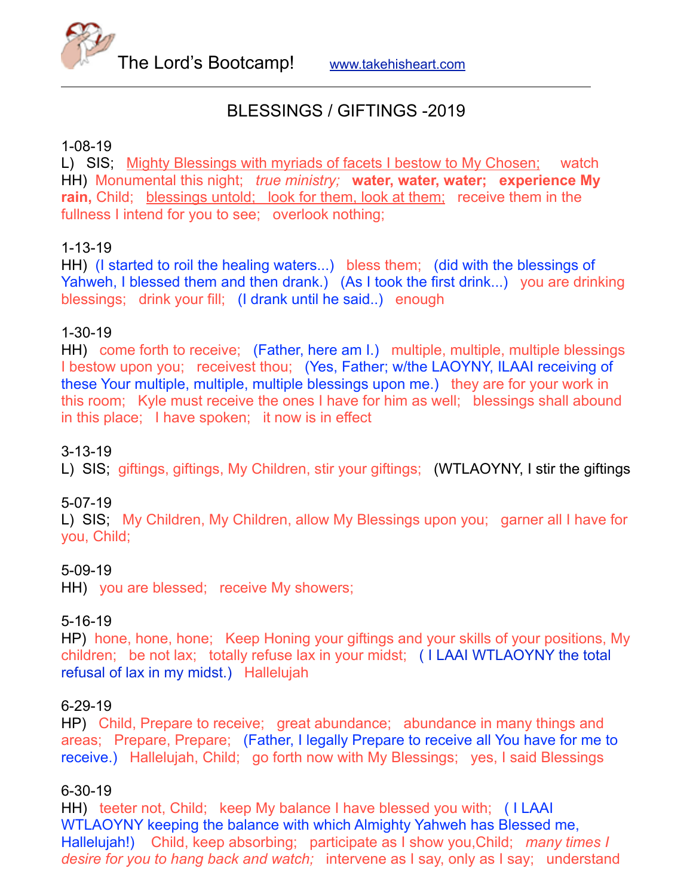The Lord's Bootcamp! www.takehisheart.com

---

## BLESSINGS / GIFTINGS -2019

1-08-19
L) SIS; Mighty Blessings with myriads of facets I bestow to My Chosen; watch
HH) Monumental this night; *true ministry;* **water, water, water; experience My rain,** Child; blessings untold; look for them, look at them; receive them in the fullness I intend for you to see; overlook nothing;

1-13-19
HH) (I started to roil the healing waters...) bless them; (did with the blessings of Yahweh, I blessed them and then drank.) (As I took the first drink...) you are drinking blessings; drink your fill; (I drank until he said..) enough

1-30-19
HH) come forth to receive; (Father, here am I.) multiple, multiple, multiple blessings I bestow upon you; receivest thou; (Yes, Father; w/the LAOYNY, ILAAI receiving of these Your multiple, multiple, multiple blessings upon me.) they are for your work in this room; Kyle must receive the ones I have for him as well; blessings shall abound in this place; I have spoken; it now is in effect

3-13-19
L) SIS; giftings, giftings, My Children, stir your giftings; (WTLAOYNY, I stir the giftings

5-07-19
L) SIS; My Children, My Children, allow My Blessings upon you; garner all I have for you, Child;

5-09-19
HH) you are blessed; receive My showers;

5-16-19
HP) hone, hone, hone; Keep Honing your giftings and your skills of your positions, My children; be not lax; totally refuse lax in your midst; ( I LAAI WTLAOYNY the total refusal of lax in my midst.) Hallelujah

6-29-19
HP) Child, Prepare to receive; great abundance; abundance in many things and areas; Prepare, Prepare; (Father, I legally Prepare to receive all You have for me to receive.) Hallelujah, Child; go forth now with My Blessings; yes, I said Blessings

6-30-19
HH) teeter not, Child; keep My balance I have blessed you with; ( I LAAI WTLAOYNY keeping the balance with which Almighty Yahweh has Blessed me, Hallelujah!) Child, keep absorbing; participate as I show you,Child; *many times I desire for you to hang back and watch;* intervene as I say, only as I say; understand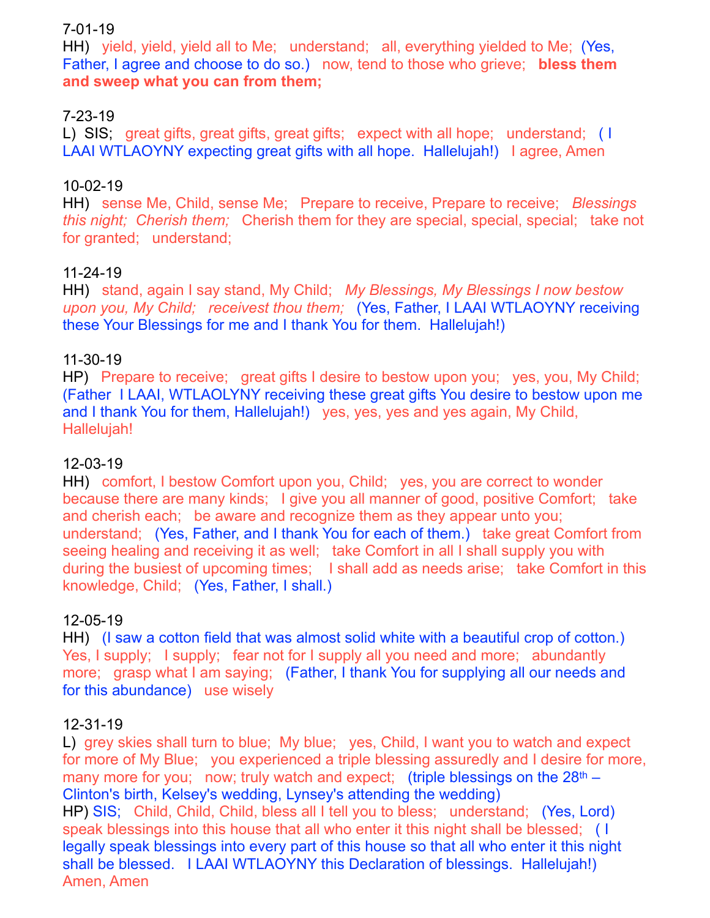7-01-19

HH) yield, yield, yield all to Me; understand; all, everything yielded to Me; (Yes, Father, I agree and choose to do so.) now, tend to those who grieve; **bless them and sweep what you can from them;**

7-23-19

L) SIS; great gifts, great gifts, great gifts; expect with all hope; understand; ( I LAAI WTLAOYNY expecting great gifts with all hope. Hallelujah!) I agree, Amen

10-02-19

HH) sense Me, Child, sense Me; Prepare to receive, Prepare to receive; *Blessings this night; Cherish them;* Cherish them for they are special, special, special; take not for granted; understand;

11-24-19

HH) stand, again I say stand, My Child; *My Blessings, My Blessings I now bestow upon you, My Child; receivest thou them;* (Yes, Father, I LAAI WTLAOYNY receiving these Your Blessings for me and I thank You for them. Hallelujah!)

11-30-19

HP) Prepare to receive; great gifts I desire to bestow upon you; yes, you, My Child; (Father I LAAI, WTLAOLYNY receiving these great gifts You desire to bestow upon me and I thank You for them, Hallelujah!) yes, yes, yes and yes again, My Child, Hallelujah!

12-03-19

HH) comfort, I bestow Comfort upon you, Child; yes, you are correct to wonder because there are many kinds; I give you all manner of good, positive Comfort; take and cherish each; be aware and recognize them as they appear unto you; understand; (Yes, Father, and I thank You for each of them.) take great Comfort from seeing healing and receiving it as well; take Comfort in all I shall supply you with during the busiest of upcoming times; I shall add as needs arise; take Comfort in this knowledge, Child; (Yes, Father, I shall.)

12-05-19

HH) (I saw a cotton field that was almost solid white with a beautiful crop of cotton.) Yes, I supply; I supply; fear not for I supply all you need and more; abundantly more; grasp what I am saying; (Father, I thank You for supplying all our needs and for this abundance) use wisely

12-31-19

L) grey skies shall turn to blue; My blue; yes, Child, I want you to watch and expect for more of My Blue; you experienced a triple blessing assuredly and I desire for more, many more for you; now; truly watch and expect; (triple blessings on the 28th – Clinton's birth, Kelsey's wedding, Lynsey's attending the wedding)

HP) SIS; Child, Child, Child, bless all I tell you to bless; understand; (Yes, Lord) speak blessings into this house that all who enter it this night shall be blessed; ( I legally speak blessings into every part of this house so that all who enter it this night shall be blessed. I LAAI WTLAOYNY this Declaration of blessings. Hallelujah!) Amen, Amen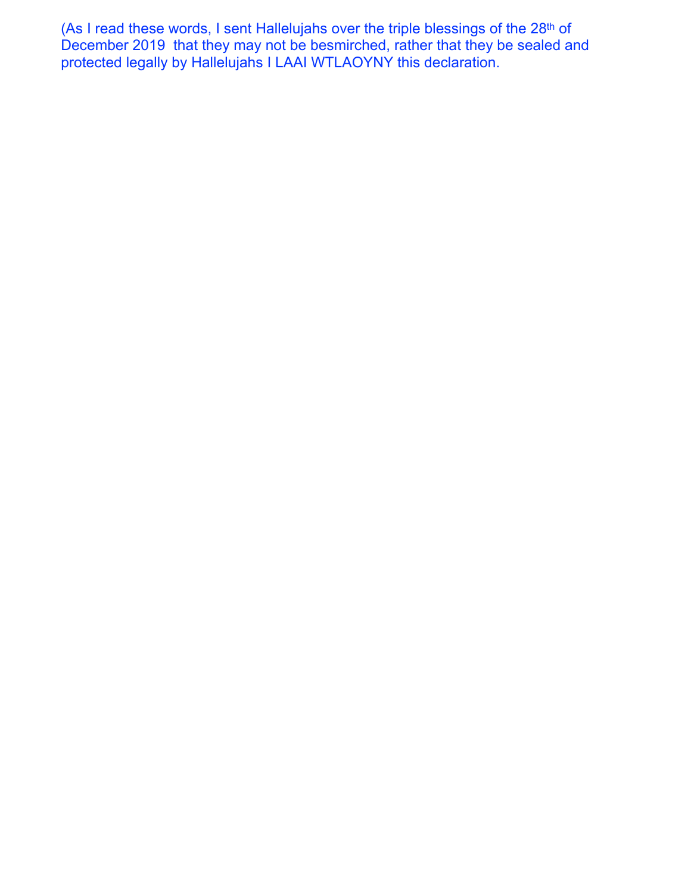(As I read these words, I sent Hallelujahs over the triple blessings of the 28th of December 2019 that they may not be besmirched, rather that they be sealed and protected legally by Hallelujahs I LAAI WTLAOYNY this declaration.